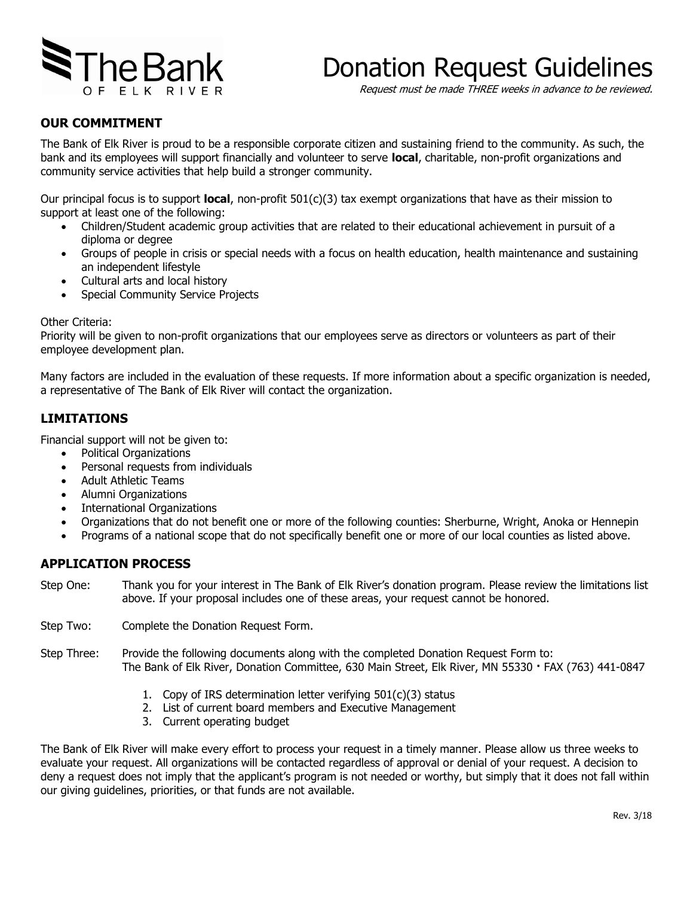The Bank OF ELK RIVER

# Donation Request Guidelines

*Request must be made THREE weeks in advance to be reviewed.*

## OUR COMMITMENT

The Bank of Elk River is proud to be a responsible corporate citizen and sustaining friend to the community. As such, the bank and its employees will support financially and volunteer to serve **local**, charitable, non-profit organizations and community service activities that help build a stronger community.

Our principal focus is to support **local**, non-profit 501(c)(3) tax exempt organizations that have as their mission to support at least one of the following:

- Children/Student academic group activities that are related to their educational achievement in pursuit of a diploma or degree
- Groups of people in crisis or special needs with a focus on health education, health maintenance and sustaining an independent lifestyle
- Cultural arts and local history
- Special Community Service Projects

Other Criteria:
Priority will be given to non-profit organizations that our employees serve as directors or volunteers as part of their employee development plan.

Many factors are included in the evaluation of these requests. If more information about a specific organization is needed, a representative of The Bank of Elk River will contact the organization.

## LIMITATIONS

Financial support will not be given to:

- Political Organizations
- Personal requests from individuals
- Adult Athletic Teams
- Alumni Organizations
- International Organizations
- Organizations that do not benefit one or more of the following counties: Sherburne, Wright, Anoka or Hennepin
- Programs of a national scope that do not specifically benefit one or more of our local counties as listed above.

## APPLICATION PROCESS

Step One: Thank you for your interest in The Bank of Elk River's donation program. Please review the limitations list above. If your proposal includes one of these areas, your request cannot be honored.

Step Two: Complete the Donation Request Form.

Step Three: Provide the following documents along with the completed Donation Request Form to:
The Bank of Elk River, Donation Committee, 630 Main Street, Elk River, MN 55330 · FAX (763) 441-0847

1. Copy of IRS determination letter verifying 501(c)(3) status
2. List of current board members and Executive Management
3. Current operating budget

The Bank of Elk River will make every effort to process your request in a timely manner. Please allow us three weeks to evaluate your request. All organizations will be contacted regardless of approval or denial of your request. A decision to deny a request does not imply that the applicant's program is not needed or worthy, but simply that it does not fall within our giving guidelines, priorities, or that funds are not available.

Rev. 3/18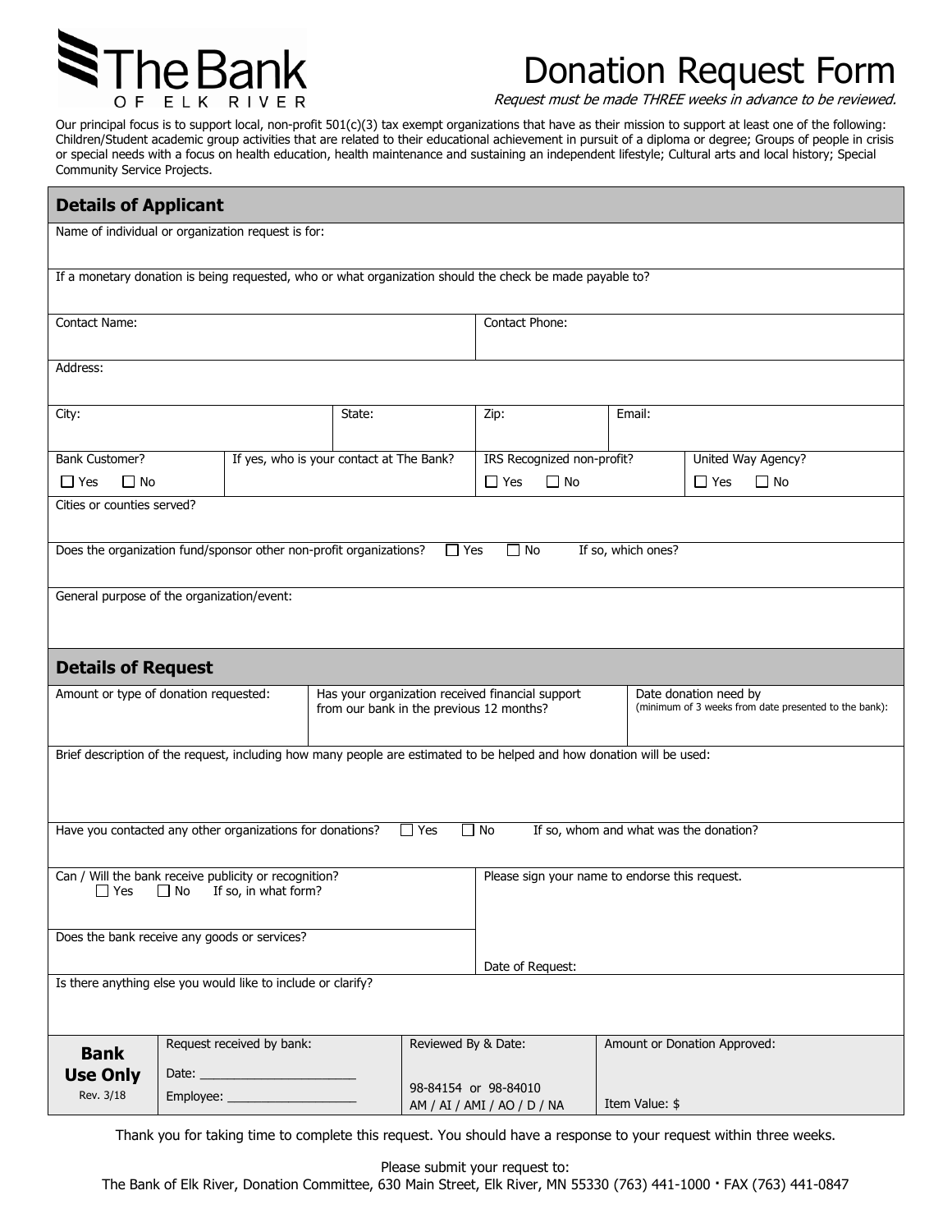The Bank OF ELK RIVER

# Donation Request Form

*Request must be made THREE weeks in advance to be reviewed.*

Our principal focus is to support local, non-profit 501(c)(3) tax exempt organizations that have as their mission to support at least one of the following: Children/Student academic group activities that are related to their educational achievement in pursuit of a diploma or degree; Groups of people in crisis or special needs with a focus on health education, health maintenance and sustaining an independent lifestyle; Cultural arts and local history; Special Community Service Projects.

## Details of Applicant

Name of individual or organization request is for:

If a monetary donation is being requested, who or what organization should the check be made payable to?

| | |
|---|---|
| Contact Name: | Contact Phone: |

Address:

| | | | |
|---|---|---|---|
| City: | State: | Zip: | Email: |

| | | | |
|---|---|---|---|
| Bank Customer? ☐ Yes ☐ No | If yes, who is your contact at The Bank? | IRS Recognized non-profit? ☐ Yes ☐ No | United Way Agency? ☐ Yes ☐ No |

Cities or counties served?

Does the organization fund/sponsor other non-profit organizations? ☐ Yes ☐ No If so, which ones?

General purpose of the organization/event:

## Details of Request

| | | |
|---|---|---|
| Amount or type of donation requested: | Has your organization received financial support from our bank in the previous 12 months? | Date donation need by (minimum of 3 weeks from date presented to the bank): |

Brief description of the request, including how many people are estimated to be helped and how donation will be used:

Have you contacted any other organizations for donations? ☐ Yes ☐ No If so, whom and what was the donation?

| | |
|---|---|
| Can / Will the bank receive publicity or recognition? ☐ Yes ☐ No If so, in what form? | Please sign your name to endorse this request. |
| Does the bank receive any goods or services? | Date of Request: |

Is there anything else you would like to include or clarify?

| | | | |
|---|---|---|---|
| **Bank Use Only** Rev. 3/18 | Request received by bank: Date: ________________ Employee: ________________ | Reviewed By & Date: 98-84154 or 98-84010 AM / AI / AMI / AO / D / NA | Amount or Donation Approved: Item Value: $ |

Thank you for taking time to complete this request. You should have a response to your request within three weeks.

Please submit your request to:
The Bank of Elk River, Donation Committee, 630 Main Street, Elk River, MN 55330 (763) 441-1000 · FAX (763) 441-0847